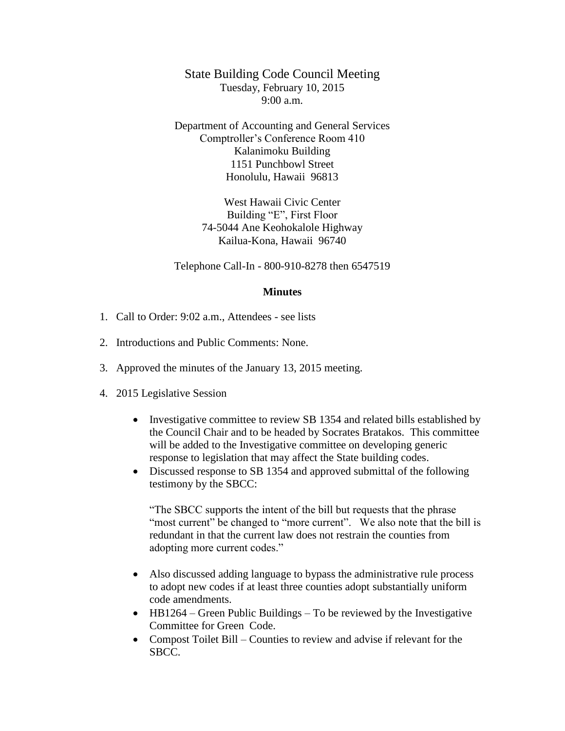# State Building Code Council Meeting

Tuesday, February 10, 2015
9:00 a.m.

Department of Accounting and General Services
Comptroller's Conference Room 410
Kalanimoku Building
1151 Punchbowl Street
Honolulu, Hawaii 96813

West Hawaii Civic Center
Building "E", First Floor
74-5044 Ane Keohokalole Highway
Kailua-Kona, Hawaii 96740

Telephone Call-In - 800-910-8278 then 6547519

**Minutes**

1. Call to Order: 9:02 a.m., Attendees - see lists

2. Introductions and Public Comments: None.

3. Approved the minutes of the January 13, 2015 meeting.

4. 2015 Legislative Session

   - Investigative committee to review SB 1354 and related bills established by the Council Chair and to be headed by Socrates Bratakos. This committee will be added to the Investigative committee on developing generic response to legislation that may affect the State building codes.
   - Discussed response to SB 1354 and approved submittal of the following testimony by the SBCC:

     "The SBCC supports the intent of the bill but requests that the phrase "most current" be changed to "more current". We also note that the bill is redundant in that the current law does not restrain the counties from adopting more current codes."

   - Also discussed adding language to bypass the administrative rule process to adopt new codes if at least three counties adopt substantially uniform code amendments.
   - HB1264 – Green Public Buildings – To be reviewed by the Investigative Committee for Green Code.
   - Compost Toilet Bill – Counties to review and advise if relevant for the SBCC.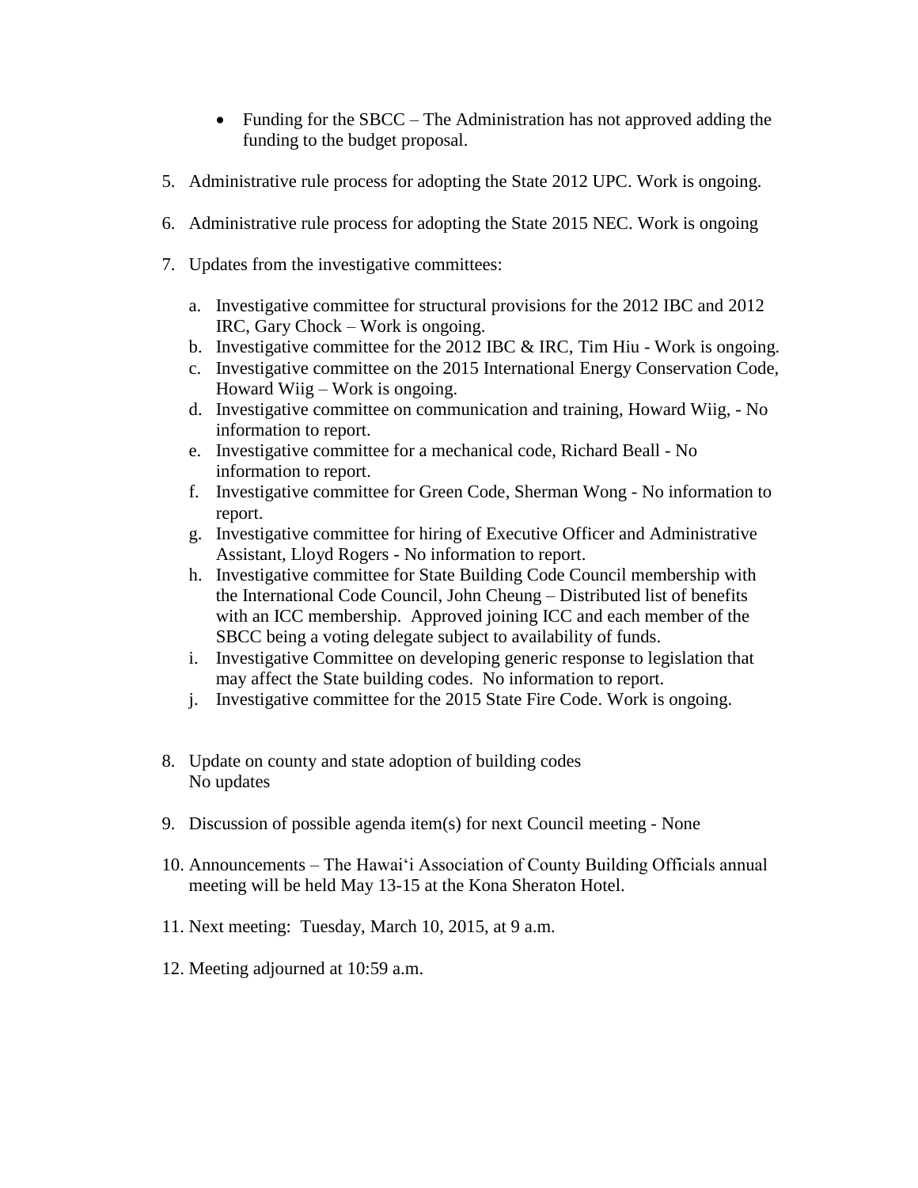- Funding for the SBCC – The Administration has not approved adding the funding to the budget proposal.

5. Administrative rule process for adopting the State 2012 UPC. Work is ongoing.

6. Administrative rule process for adopting the State 2015 NEC. Work is ongoing

7. Updates from the investigative committees:

   a. Investigative committee for structural provisions for the 2012 IBC and 2012 IRC, Gary Chock – Work is ongoing.
   b. Investigative committee for the 2012 IBC & IRC, Tim Hiu - Work is ongoing.
   c. Investigative committee on the 2015 International Energy Conservation Code, Howard Wiig – Work is ongoing.
   d. Investigative committee on communication and training, Howard Wiig, - No information to report.
   e. Investigative committee for a mechanical code, Richard Beall - No information to report.
   f. Investigative committee for Green Code, Sherman Wong - No information to report.
   g. Investigative committee for hiring of Executive Officer and Administrative Assistant, Lloyd Rogers - No information to report.
   h. Investigative committee for State Building Code Council membership with the International Code Council, John Cheung – Distributed list of benefits with an ICC membership. Approved joining ICC and each member of the SBCC being a voting delegate subject to availability of funds.
   i. Investigative Committee on developing generic response to legislation that may affect the State building codes. No information to report.
   j. Investigative committee for the 2015 State Fire Code. Work is ongoing.

8. Update on county and state adoption of building codes
   No updates

9. Discussion of possible agenda item(s) for next Council meeting - None

10. Announcements – The Hawai'i Association of County Building Officials annual meeting will be held May 13-15 at the Kona Sheraton Hotel.

11. Next meeting: Tuesday, March 10, 2015, at 9 a.m.

12. Meeting adjourned at 10:59 a.m.